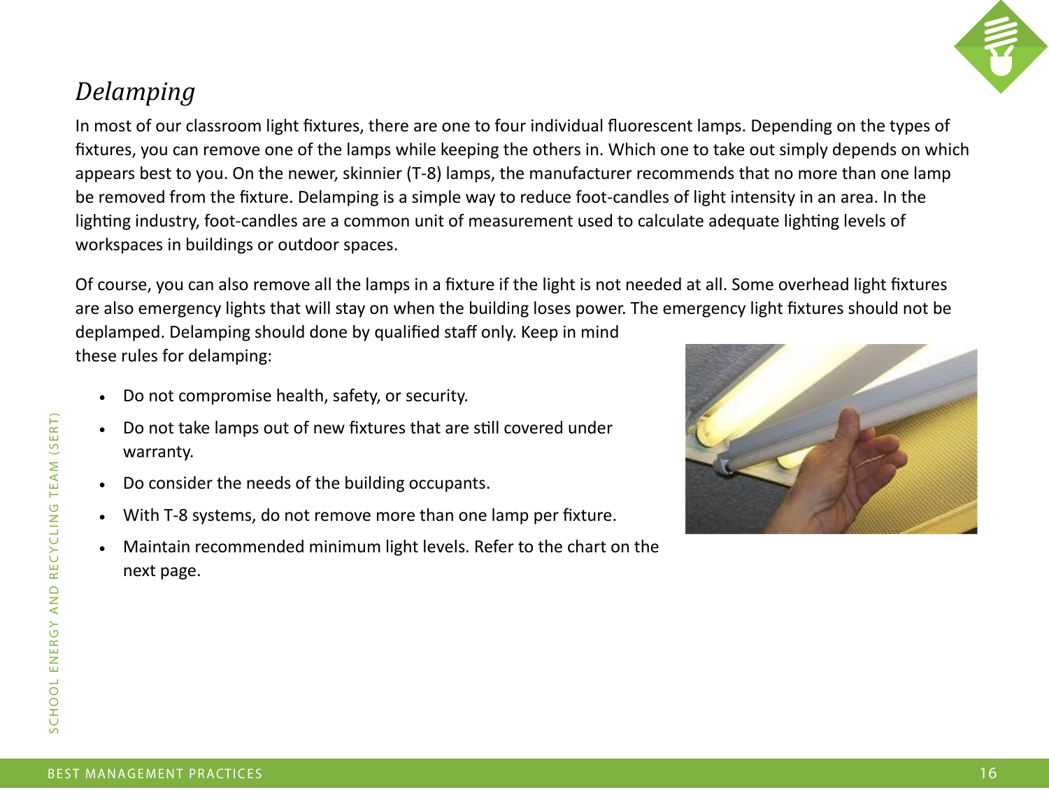## *Delamping*

In most of our classroom light fixtures, there are one to four individual fluorescent lamps. Depending on the types of fixtures, you can remove one of the lamps while keeping the others in. Which one to take out simply depends on which appears best to you. On the newer, skinnier (T-8) lamps, the manufacturer recommends that no more than one lamp be removed from the fixture. Delamping is a simple way to reduce foot-candles of light intensity in an area. In the lighting industry, foot-candles are a common unit of measurement used to calculate adequate lighting levels of workspaces in buildings or outdoor spaces.

Of course, you can also remove all the lamps in a fixture if the light is not needed at all. Some overhead light fixtures are also emergency lights that will stay on when the building loses power. The emergency light fixtures should not be deplamped. Delamping should done by qualified staff only. Keep in mind these rules for delamping:

- Do not compromise health, safety, or security.
- Do not take lamps out of new fixtures that are still covered under warranty.
- Do consider the needs of the building occupants.
- With T-8 systems, do not remove more than one lamp per fixture.
- Maintain recommended minimum light levels. Refer to the chart on the next page.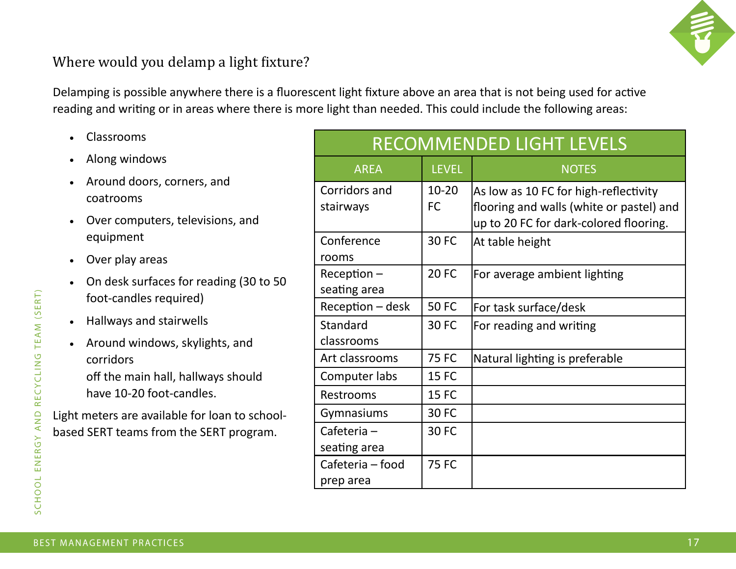## Where would you delamp a light fixture?

Delamping is possible anywhere there is a fluorescent light fixture above an area that is not being used for active reading and writing or in areas where there is more light than needed. This could include the following areas:

- Classrooms
- Along windows
- Around doors, corners, and coatrooms
- Over computers, televisions, and equipment
- Over play areas
- On desk surfaces for reading (30 to 50 foot-candles required)
- Hallways and stairwells
- Around windows, skylights, and corridors
  off the main hall, hallways should have 10-20 foot-candles.

Light meters are available for loan to school-based SERT teams from the SERT program.

| RECOMMENDED LIGHT LEVELS | | |
|---|---|---|
| **AREA** | **LEVEL** | **NOTES** |
| Corridors and stairways | 10-20 FC | As low as 10 FC for high-reflectivity flooring and walls (white or pastel) and up to 20 FC for dark-colored flooring. |
| Conference rooms | 30 FC | At table height |
| Reception – seating area | 20 FC | For average ambient lighting |
| Reception – desk | 50 FC | For task surface/desk |
| Standard classrooms | 30 FC | For reading and writing |
| Art classrooms | 75 FC | Natural lighting is preferable |
| Computer labs | 15 FC | |
| Restrooms | 15 FC | |
| Gymnasiums | 30 FC | |
| Cafeteria – seating area | 30 FC | |
| Cafeteria – food prep area | 75 FC | |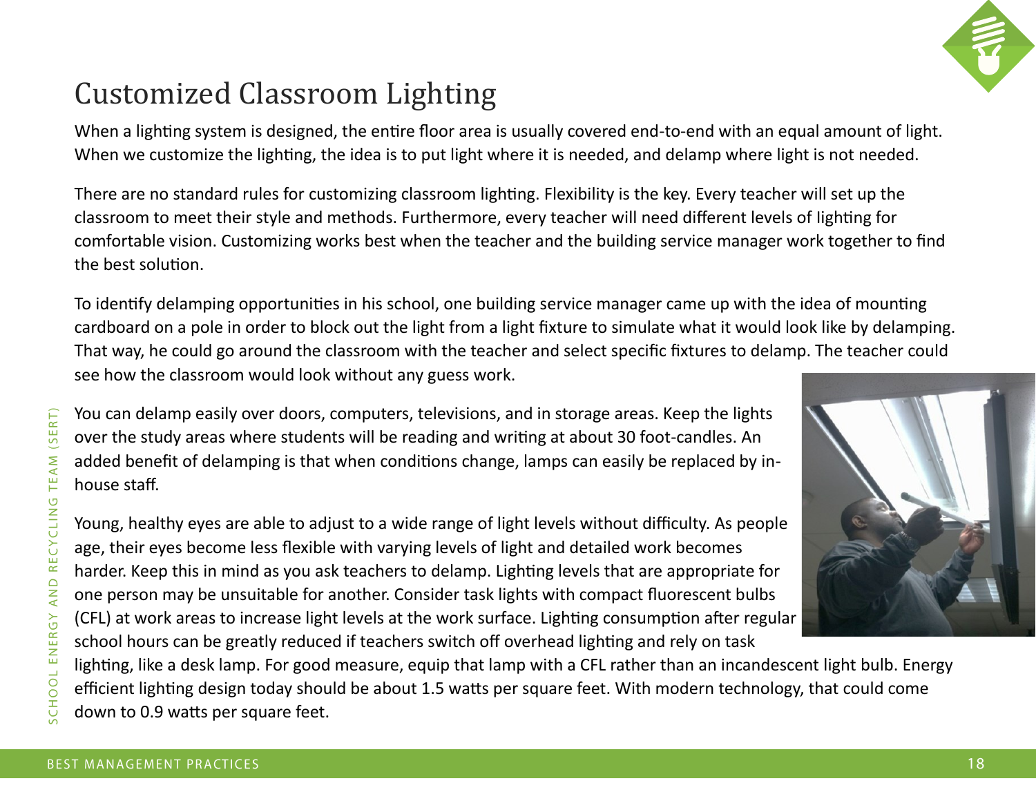# Customized Classroom Lighting

When a lighting system is designed, the entire floor area is usually covered end-to-end with an equal amount of light. When we customize the lighting, the idea is to put light where it is needed, and delamp where light is not needed.

There are no standard rules for customizing classroom lighting. Flexibility is the key. Every teacher will set up the classroom to meet their style and methods. Furthermore, every teacher will need different levels of lighting for comfortable vision. Customizing works best when the teacher and the building service manager work together to find the best solution.

To identify delamping opportunities in his school, one building service manager came up with the idea of mounting cardboard on a pole in order to block out the light from a light fixture to simulate what it would look like by delamping. That way, he could go around the classroom with the teacher and select specific fixtures to delamp. The teacher could see how the classroom would look without any guess work.

You can delamp easily over doors, computers, televisions, and in storage areas. Keep the lights over the study areas where students will be reading and writing at about 30 foot-candles. An added benefit of delamping is that when conditions change, lamps can easily be replaced by in-house staff.

Young, healthy eyes are able to adjust to a wide range of light levels without difficulty. As people age, their eyes become less flexible with varying levels of light and detailed work becomes harder. Keep this in mind as you ask teachers to delamp. Lighting levels that are appropriate for one person may be unsuitable for another. Consider task lights with compact fluorescent bulbs (CFL) at work areas to increase light levels at the work surface. Lighting consumption after regular school hours can be greatly reduced if teachers switch off overhead lighting and rely on task lighting, like a desk lamp. For good measure, equip that lamp with a CFL rather than an incandescent light bulb. Energy efficient lighting design today should be about 1.5 watts per square feet. With modern technology, that could come down to 0.9 watts per square feet.